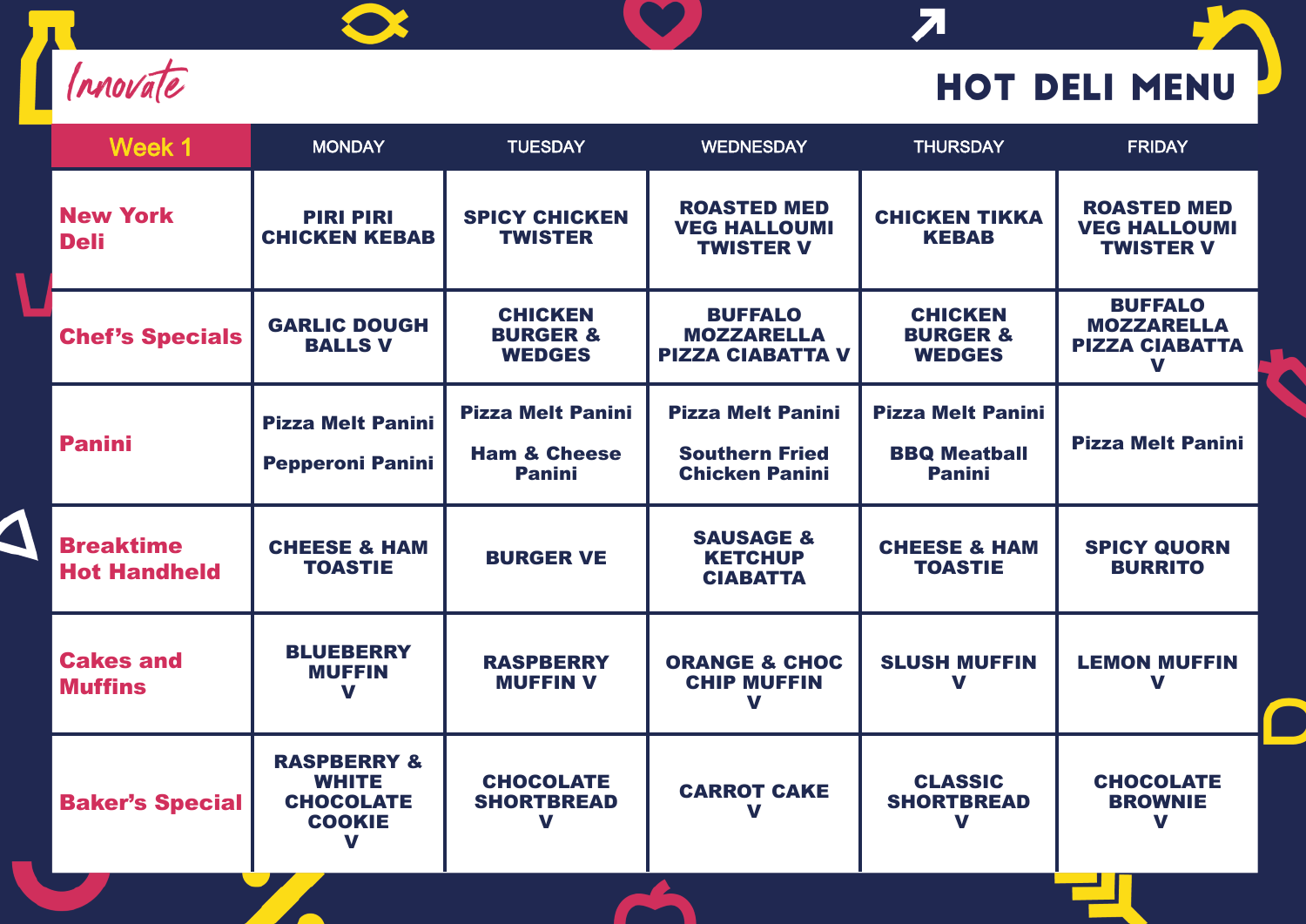Innovate

# HOT DELI MENU

| Week 1 | MONDAY | TUESDAY | WEDNESDAY | THURSDAY | FRIDAY |
| --- | --- | --- | --- | --- | --- |
| New York Deli | PIRI PIRI CHICKEN KEBAB | SPICY CHICKEN TWISTER | ROASTED MED VEG HALLOUMI TWISTER V | CHICKEN TIKKA KEBAB | ROASTED MED VEG HALLOUMI TWISTER V |
| Chef's Specials | GARLIC DOUGH BALLS V | CHICKEN BURGER & WEDGES | BUFFALO MOZZARELLA PIZZA CIABATTA V | CHICKEN BURGER & WEDGES | BUFFALO MOZZARELLA PIZZA CIABATTA V |
| Panini | Pizza Melt Panini<br>Pepperoni Panini | Pizza Melt Panini<br>Ham & Cheese Panini | Pizza Melt Panini<br>Southern Fried Chicken Panini | Pizza Melt Panini<br>BBQ Meatball Panini | Pizza Melt Panini |
| Breaktime Hot Handheld | CHEESE & HAM TOASTIE | BURGER VE | SAUSAGE & KETCHUP CIABATTA | CHEESE & HAM TOASTIE | SPICY QUORN BURRITO |
| Cakes and Muffins | BLUEBERRY MUFFIN V | RASPBERRY MUFFIN V | ORANGE & CHOC CHIP MUFFIN V | SLUSH MUFFIN V | LEMON MUFFIN V |
| Baker's Special | RASPBERRY & WHITE CHOCOLATE COOKIE V | CHOCOLATE SHORTBREAD V | CARROT CAKE V | CLASSIC SHORTBREAD V | CHOCOLATE BROWNIE V |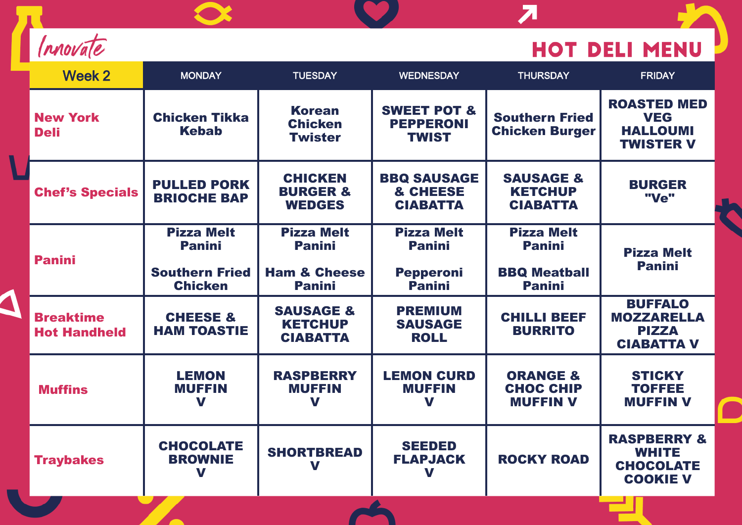*Innovate*

# HOT DELI MENU

| Week 2 | MONDAY | TUESDAY | WEDNESDAY | THURSDAY | FRIDAY |
|---|---|---|---|---|---|
| **New York Deli** | Chicken Tikka Kebab | Korean Chicken Twister | SWEET POT & PEPPERONI TWIST | Southern Fried Chicken Burger | ROASTED MED VEG HALLOUMI TWISTER V |
| **Chef's Specials** | PULLED PORK BRIOCHE BAP | CHICKEN BURGER & WEDGES | BBQ SAUSAGE & CHEESE CIABATTA | SAUSAGE & KETCHUP CIABATTA | BURGER "Ve" |
| **Panini** | Pizza Melt Panini<br><br>Southern Fried Chicken | Pizza Melt Panini<br><br>Ham & Cheese Panini | Pizza Melt Panini<br><br>Pepperoni Panini | Pizza Melt Panini<br><br>BBQ Meatball Panini | Pizza Melt Panini |
| **Breaktime Hot Handheld** | CHEESE & HAM TOASTIE | SAUSAGE & KETCHUP CIABATTA | PREMIUM SAUSAGE ROLL | CHILLI BEEF BURRITO | BUFFALO MOZZARELLA PIZZA CIABATTA V |
| **Muffins** | LEMON MUFFIN V | RASPBERRY MUFFIN V | LEMON CURD MUFFIN V | ORANGE & CHOC CHIP MUFFIN V | STICKY TOFFEE MUFFIN V |
| **Traybakes** | CHOCOLATE BROWNIE V | SHORTBREAD V | SEEDED FLAPJACK V | ROCKY ROAD | RASPBERRY & WHITE CHOCOLATE COOKIE V |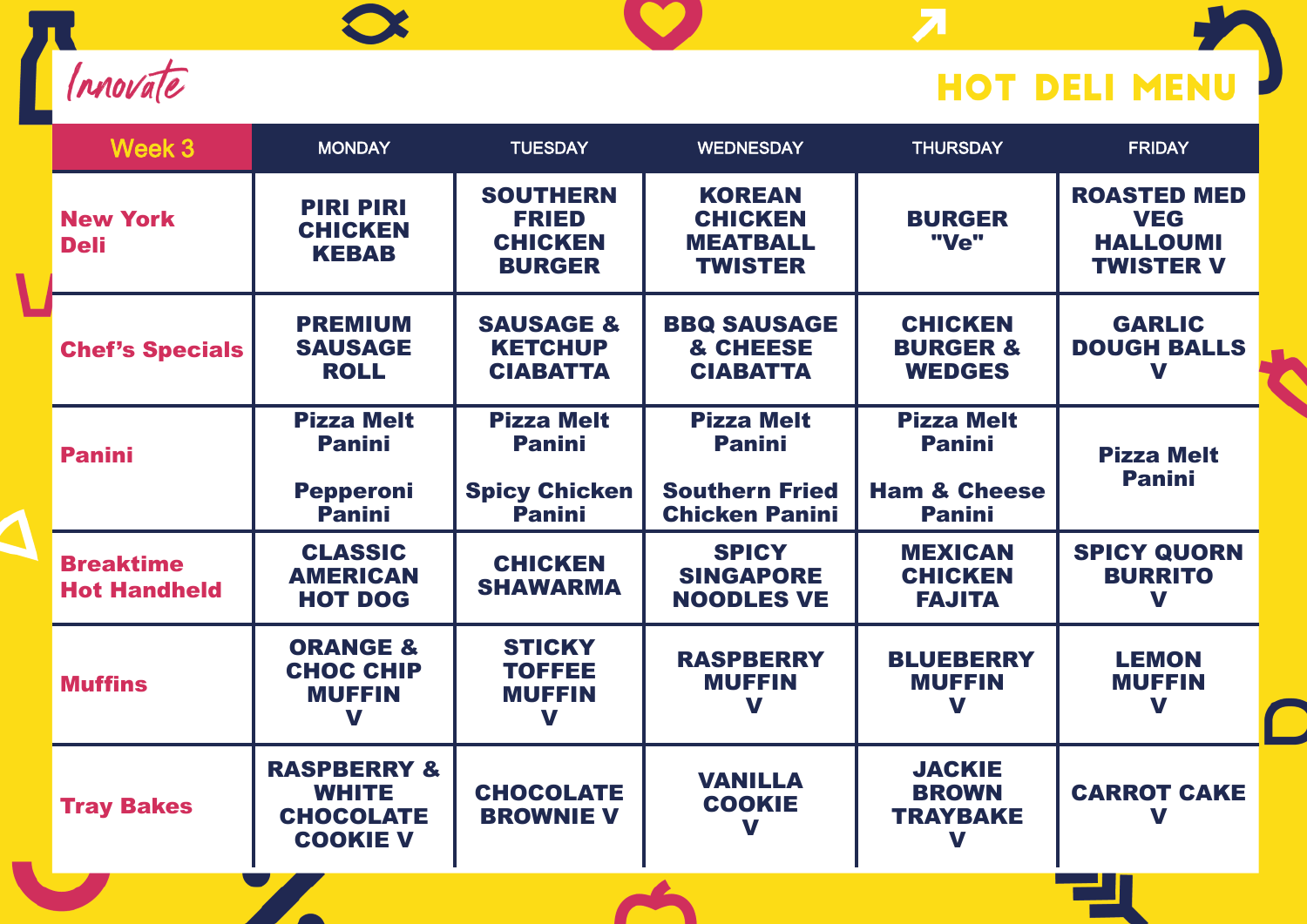Innovate

# HOT DELI MENU

| Week 3 | MONDAY | TUESDAY | WEDNESDAY | THURSDAY | FRIDAY |
|---|---|---|---|---|---|
| New York Deli | PIRI PIRI CHICKEN KEBAB | SOUTHERN FRIED CHICKEN BURGER | KOREAN CHICKEN MEATBALL TWISTER | BURGER "Ve" | ROASTED MED VEG HALLOUMI TWISTER V |
| Chef's Specials | PREMIUM SAUSAGE ROLL | SAUSAGE & KETCHUP CIABATTA | BBQ SAUSAGE & CHEESE CIABATTA | CHICKEN BURGER & WEDGES | GARLIC DOUGH BALLS V |
| Panini | Pizza Melt Panini<br><br>Pepperoni Panini | Pizza Melt Panini<br><br>Spicy Chicken Panini | Pizza Melt Panini<br><br>Southern Fried Chicken Panini | Pizza Melt Panini<br><br>Ham & Cheese Panini | Pizza Melt Panini |
| Breaktime Hot Handheld | CLASSIC AMERICAN HOT DOG | CHICKEN SHAWARMA | SPICY SINGAPORE NOODLES VE | MEXICAN CHICKEN FAJITA | SPICY QUORN BURRITO V |
| Muffins | ORANGE & CHOC CHIP MUFFIN V | STICKY TOFFEE MUFFIN V | RASPBERRY MUFFIN V | BLUEBERRY MUFFIN V | LEMON MUFFIN V |
| Tray Bakes | RASPBERRY & WHITE CHOCOLATE COOKIE V | CHOCOLATE BROWNIE V | VANILLA COOKIE V | JACKIE BROWN TRAYBAKE V | CARROT CAKE V |